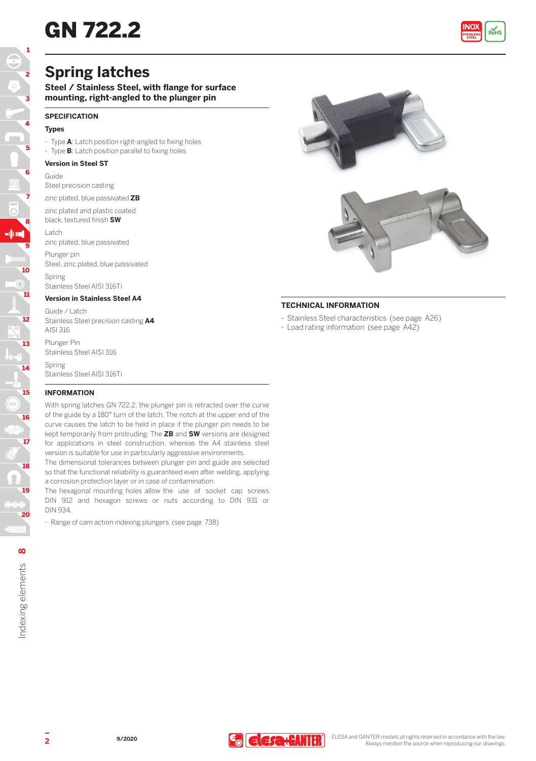# GN 722.2

## Spring latches

**Steel / Stainless Steel, with flange for surface mounting, right-angled to the plunger pin**

### SPECIFICATION

**Types**

- Type **A**: Latch position right-angled to fixing holes
- Type **B**: Latch position parallel to fixing holes

**Version in Steel ST**

Guide
Steel precision casting

zinc plated, blue passivated **ZB**

zinc plated and plastic coated black, textured finish **SW**

Latch
zinc plated, blue passivated

Plunger pin
Steel, zinc plated, blue passivated

Spring
Stainless Steel AISI 316Ti

**Version in Stainless Steel A4**

Guide / Latch
Stainless Steel precision casting **A4**
AISI 316

Plunger Pin
Stainless Steel AISI 316

Spring
Stainless Steel AISI 316Ti

### INFORMATION

With spring latches GN 722.2, the plunger pin is retracted over the curve of the guide by a 180° turn of the latch. The notch at the upper end of the curve causes the latch to be held in place if the plunger pin needs to be kept temporarily from protruding. The **ZB** and **SW** versions are designed for applications in steel construction, whereas the A4 stainless steel version is suitable for use in particularly aggressive environments.
The dimensional tolerances between plunger pin and guide are selected so that the functional reliability is guaranteed even after welding, applying a corrosion protection layer or in case of contamination.
The hexagonal mounting holes allow the use of socket cap screws DIN 912 and hexagon screws or nuts according to DIN 931 or DIN 934.

- Range of cam action indexing plungers (see page 738)

### TECHNICAL INFORMATION

- Stainless Steel characteristics (see page A26)
- Load rating information (see page A42)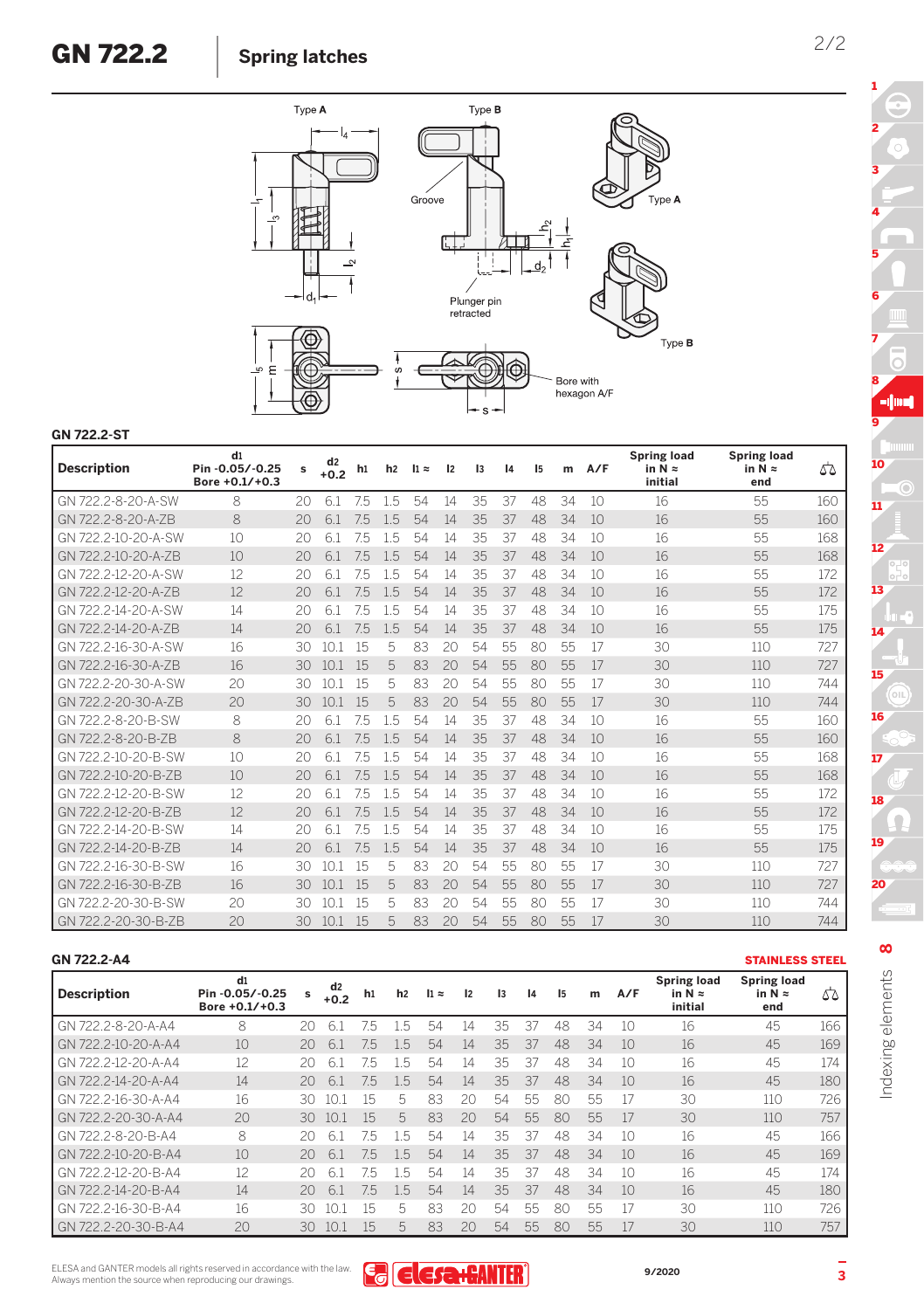# GN 722.2 Spring latches

Type A

Type B

Groove

Plunger pin retracted

Type A

Type B

Bore with hexagon A/F

## GN 722.2-ST

| Description | d1 Pin -0.05/-0.25 Bore +0.1/+0.3 | s | d2 +0.2 | h1 | h2 | l1 ≈ | l2 | l3 | l4 | l5 | m | A/F | Spring load in N ≈ initial | Spring load in N ≈ end | ⚖ |
|---|---|---|---|---|---|---|---|---|---|---|---|---|---|---|---|
| GN 722.2-8-20-A-SW | 8 | 20 | 6.1 | 7.5 | 1.5 | 54 | 14 | 35 | 37 | 48 | 34 | 10 | 16 | 55 | 160 |
| GN 722.2-8-20-A-ZB | 8 | 20 | 6.1 | 7.5 | 1.5 | 54 | 14 | 35 | 37 | 48 | 34 | 10 | 16 | 55 | 160 |
| GN 722.2-10-20-A-SW | 10 | 20 | 6.1 | 7.5 | 1.5 | 54 | 14 | 35 | 37 | 48 | 34 | 10 | 16 | 55 | 168 |
| GN 722.2-10-20-A-ZB | 10 | 20 | 6.1 | 7.5 | 1.5 | 54 | 14 | 35 | 37 | 48 | 34 | 10 | 16 | 55 | 168 |
| GN 722.2-12-20-A-SW | 12 | 20 | 6.1 | 7.5 | 1.5 | 54 | 14 | 35 | 37 | 48 | 34 | 10 | 16 | 55 | 172 |
| GN 722.2-12-20-A-ZB | 12 | 20 | 6.1 | 7.5 | 1.5 | 54 | 14 | 35 | 37 | 48 | 34 | 10 | 16 | 55 | 172 |
| GN 722.2-14-20-A-SW | 14 | 20 | 6.1 | 7.5 | 1.5 | 54 | 14 | 35 | 37 | 48 | 34 | 10 | 16 | 55 | 175 |
| GN 722.2-14-20-A-ZB | 14 | 20 | 6.1 | 7.5 | 1.5 | 54 | 14 | 35 | 37 | 48 | 34 | 10 | 16 | 55 | 175 |
| GN 722.2-16-30-A-SW | 16 | 30 | 10.1 | 15 | 5 | 83 | 20 | 54 | 55 | 80 | 55 | 17 | 30 | 110 | 727 |
| GN 722.2-16-30-A-ZB | 16 | 30 | 10.1 | 15 | 5 | 83 | 20 | 54 | 55 | 80 | 55 | 17 | 30 | 110 | 727 |
| GN 722.2-20-30-A-SW | 20 | 30 | 10.1 | 15 | 5 | 83 | 20 | 54 | 55 | 80 | 55 | 17 | 30 | 110 | 744 |
| GN 722.2-20-30-A-ZB | 20 | 30 | 10.1 | 15 | 5 | 83 | 20 | 54 | 55 | 80 | 55 | 17 | 30 | 110 | 744 |
| GN 722.2-8-20-B-SW | 8 | 20 | 6.1 | 7.5 | 1.5 | 54 | 14 | 35 | 37 | 48 | 34 | 10 | 16 | 55 | 160 |
| GN 722.2-8-20-B-ZB | 8 | 20 | 6.1 | 7.5 | 1.5 | 54 | 14 | 35 | 37 | 48 | 34 | 10 | 16 | 55 | 160 |
| GN 722.2-10-20-B-SW | 10 | 20 | 6.1 | 7.5 | 1.5 | 54 | 14 | 35 | 37 | 48 | 34 | 10 | 16 | 55 | 168 |
| GN 722.2-10-20-B-ZB | 10 | 20 | 6.1 | 7.5 | 1.5 | 54 | 14 | 35 | 37 | 48 | 34 | 10 | 16 | 55 | 168 |
| GN 722.2-12-20-B-SW | 12 | 20 | 6.1 | 7.5 | 1.5 | 54 | 14 | 35 | 37 | 48 | 34 | 10 | 16 | 55 | 172 |
| GN 722.2-12-20-B-ZB | 12 | 20 | 6.1 | 7.5 | 1.5 | 54 | 14 | 35 | 37 | 48 | 34 | 10 | 16 | 55 | 172 |
| GN 722.2-14-20-B-SW | 14 | 20 | 6.1 | 7.5 | 1.5 | 54 | 14 | 35 | 37 | 48 | 34 | 10 | 16 | 55 | 175 |
| GN 722.2-14-20-B-ZB | 14 | 20 | 6.1 | 7.5 | 1.5 | 54 | 14 | 35 | 37 | 48 | 34 | 10 | 16 | 55 | 175 |
| GN 722.2-16-30-B-SW | 16 | 30 | 10.1 | 15 | 5 | 83 | 20 | 54 | 55 | 80 | 55 | 17 | 30 | 110 | 727 |
| GN 722.2-16-30-B-ZB | 16 | 30 | 10.1 | 15 | 5 | 83 | 20 | 54 | 55 | 80 | 55 | 17 | 30 | 110 | 727 |
| GN 722.2-20-30-B-SW | 20 | 30 | 10.1 | 15 | 5 | 83 | 20 | 54 | 55 | 80 | 55 | 17 | 30 | 110 | 744 |
| GN 722.2-20-30-B-ZB | 20 | 30 | 10.1 | 15 | 5 | 83 | 20 | 54 | 55 | 80 | 55 | 17 | 30 | 110 | 744 |

## GN 722.2-A4

**STAINLESS STEEL**

| Description | d1 Pin -0.05/-0.25 Bore +0.1/+0.3 | s | d2 +0.2 | h1 | h2 | l1 ≈ | l2 | l3 | l4 | l5 | m | A/F | Spring load in N ≈ initial | Spring load in N ≈ end | ⚖ |
|---|---|---|---|---|---|---|---|---|---|---|---|---|---|---|---|
| GN 722.2-8-20-A-A4 | 8 | 20 | 6.1 | 7.5 | 1.5 | 54 | 14 | 35 | 37 | 48 | 34 | 10 | 16 | 45 | 166 |
| GN 722.2-10-20-A-A4 | 10 | 20 | 6.1 | 7.5 | 1.5 | 54 | 14 | 35 | 37 | 48 | 34 | 10 | 16 | 45 | 169 |
| GN 722.2-12-20-A-A4 | 12 | 20 | 6.1 | 7.5 | 1.5 | 54 | 14 | 35 | 37 | 48 | 34 | 10 | 16 | 45 | 174 |
| GN 722.2-14-20-A-A4 | 14 | 20 | 6.1 | 7.5 | 1.5 | 54 | 14 | 35 | 37 | 48 | 34 | 10 | 16 | 45 | 180 |
| GN 722.2-16-30-A-A4 | 16 | 30 | 10.1 | 15 | 5 | 83 | 20 | 54 | 55 | 80 | 55 | 17 | 30 | 110 | 726 |
| GN 722.2-20-30-A-A4 | 20 | 30 | 10.1 | 15 | 5 | 83 | 20 | 54 | 55 | 80 | 55 | 17 | 30 | 110 | 757 |
| GN 722.2-8-20-B-A4 | 8 | 20 | 6.1 | 7.5 | 1.5 | 54 | 14 | 35 | 37 | 48 | 34 | 10 | 16 | 45 | 166 |
| GN 722.2-10-20-B-A4 | 10 | 20 | 6.1 | 7.5 | 1.5 | 54 | 14 | 35 | 37 | 48 | 34 | 10 | 16 | 45 | 169 |
| GN 722.2-12-20-B-A4 | 12 | 20 | 6.1 | 7.5 | 1.5 | 54 | 14 | 35 | 37 | 48 | 34 | 10 | 16 | 45 | 174 |
| GN 722.2-14-20-B-A4 | 14 | 20 | 6.1 | 7.5 | 1.5 | 54 | 14 | 35 | 37 | 48 | 34 | 10 | 16 | 45 | 180 |
| GN 722.2-16-30-B-A4 | 16 | 30 | 10.1 | 15 | 5 | 83 | 20 | 54 | 55 | 80 | 55 | 17 | 30 | 110 | 726 |
| GN 722.2-20-30-B-A4 | 20 | 30 | 10.1 | 15 | 5 | 83 | 20 | 54 | 55 | 80 | 55 | 17 | 30 | 110 | 757 |

ELESA and GANTER models all rights reserved in accordance with the law. Always mention the source when reproducing our drawings.

9/2020